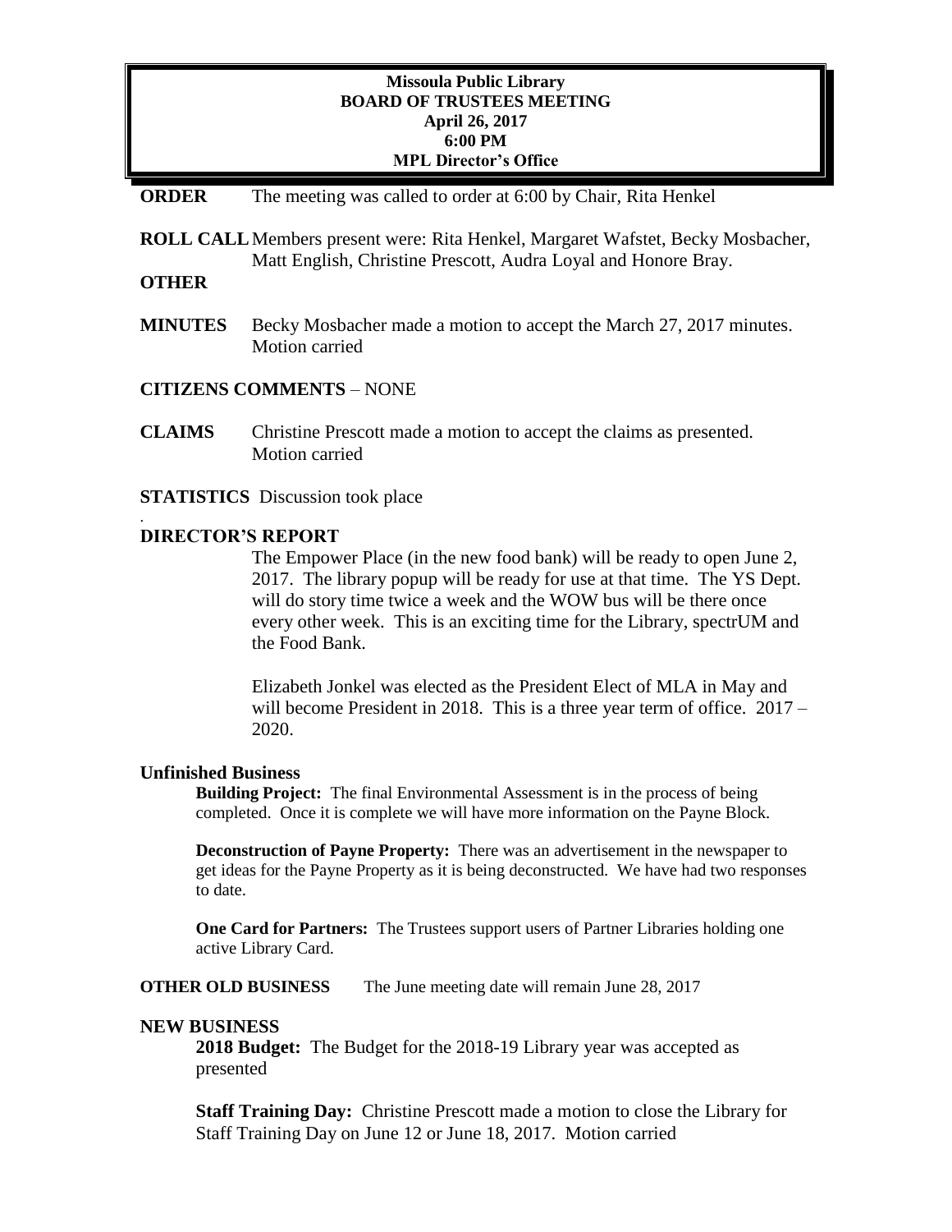**Missoula Public Library**
**BOARD OF TRUSTEES MEETING**
**April 26, 2017**
**6:00 PM**
**MPL Director's Office**

**ORDER** The meeting was called to order at 6:00 by Chair, Rita Henkel

**ROLL CALL** Members present were: Rita Henkel, Margaret Wafstet, Becky Mosbacher, Matt English, Christine Prescott, Audra Loyal and Honore Bray.

**OTHER**

**MINUTES** Becky Mosbacher made a motion to accept the March 27, 2017 minutes. Motion carried

**CITIZENS COMMENTS** – NONE

**CLAIMS** Christine Prescott made a motion to accept the claims as presented. Motion carried

**STATISTICS** Discussion took place

.

**DIRECTOR'S REPORT**

The Empower Place (in the new food bank) will be ready to open June 2, 2017. The library popup will be ready for use at that time. The YS Dept. will do story time twice a week and the WOW bus will be there once every other week. This is an exciting time for the Library, spectrUM and the Food Bank.

Elizabeth Jonkel was elected as the President Elect of MLA in May and will become President in 2018. This is a three year term of office. 2017 – 2020.

**Unfinished Business**

**Building Project:** The final Environmental Assessment is in the process of being completed. Once it is complete we will have more information on the Payne Block.

**Deconstruction of Payne Property:** There was an advertisement in the newspaper to get ideas for the Payne Property as it is being deconstructed. We have had two responses to date.

**One Card for Partners:** The Trustees support users of Partner Libraries holding one active Library Card.

**OTHER OLD BUSINESS** The June meeting date will remain June 28, 2017

**NEW BUSINESS**

**2018 Budget:** The Budget for the 2018-19 Library year was accepted as presented

**Staff Training Day:** Christine Prescott made a motion to close the Library for Staff Training Day on June 12 or June 18, 2017. Motion carried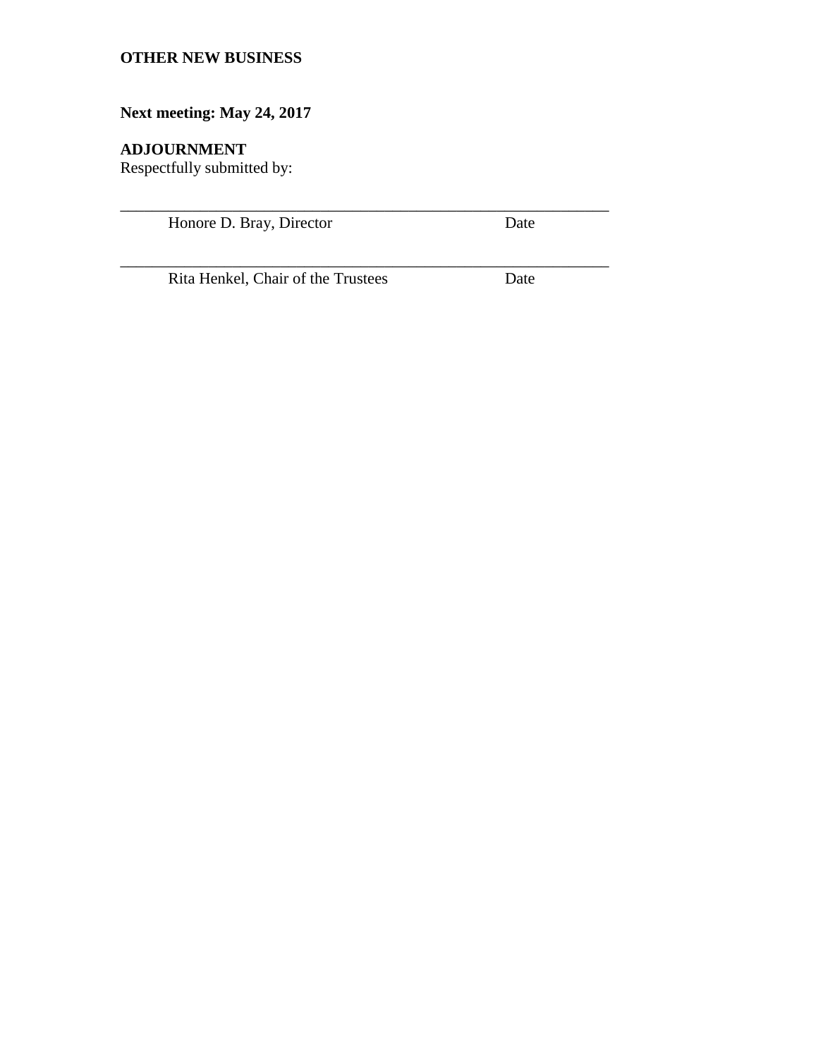**OTHER NEW BUSINESS**

**Next meeting: May 24, 2017**

**ADJOURNMENT**

Respectfully submitted by:

_____________________________________________________________

Honore D. Bray, Director                                        Date

_____________________________________________________________

Rita Henkel, Chair of the Trustees                              Date